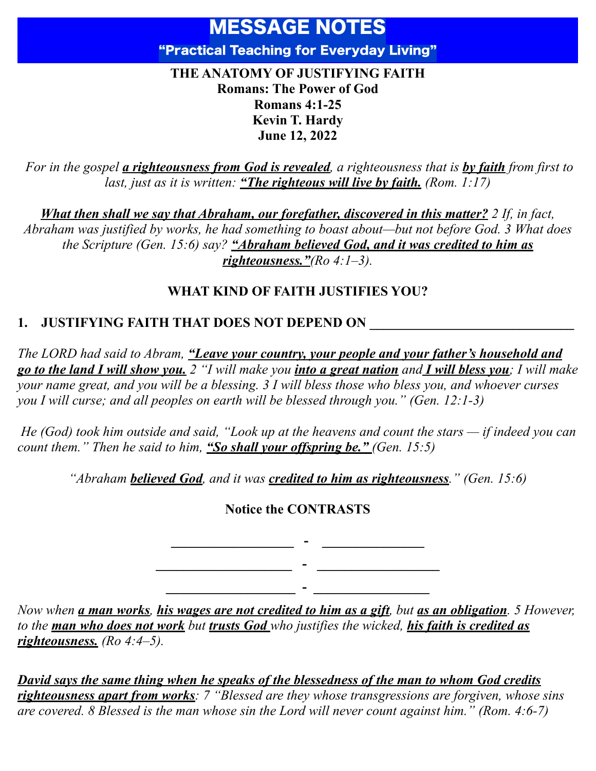# MESSAGE NOTES

**"Practical Teaching for Everyday Living"**

**THE ANATOMY OF JUSTIFYING FAITH**
**Romans: The Power of God**
**Romans 4:1-25**
**Kevin T. Hardy**
**June 12, 2022**

*For in the gospel **a righteousness from God is revealed**, a righteousness that is **by faith** from first to last, just as it is written: **"The righteous will live by faith.** (Rom. 1:17)*

***What then shall we say that Abraham, our forefather, discovered in this matter?** 2 If, in fact, Abraham was justified by works, he had something to boast about—but not before God. 3 What does the Scripture (Gen. 15:6) say? **"Abraham believed God, and it was credited to him as righteousness."**(Ro 4:1–3).*

## WHAT KIND OF FAITH JUSTIFIES YOU?

### 1. JUSTIFYING FAITH THAT DOES NOT DEPEND ON ______________________________

*The LORD had said to Abram, **"Leave your country, your people and your father's household and go to the land I will show you.** 2 "I will make you **into a great nation** and **I will bless you**; I will make your name great, and you will be a blessing. 3 I will bless those who bless you, and whoever curses you I will curse; and all peoples on earth will be blessed through you." (Gen. 12:1-3)*

*He (God) took him outside and said, "Look up at the heavens and count the stars — if indeed you can count them." Then he said to him, **"So shall your offspring be."** (Gen. 15:5)*

*"Abraham **believed God**, and it was **credited to him as righteousness**." (Gen. 15:6)*

**Notice the CONTRASTS**

__________________ - _______________

___________________ - _________________

__________________ - ________________

*Now when **a man works**, **his wages are not credited to him as a gift**, but **as an obligation**. 5 However, to the **man who does not work** but **trusts God** who justifies the wicked, **his faith is credited as righteousness.** (Ro 4:4–5).*

***David says the same thing when he speaks of the blessedness of the man to whom God credits righteousness apart from works**: 7 "Blessed are they whose transgressions are forgiven, whose sins are covered. 8 Blessed is the man whose sin the Lord will never count against him." (Rom. 4:6-7)*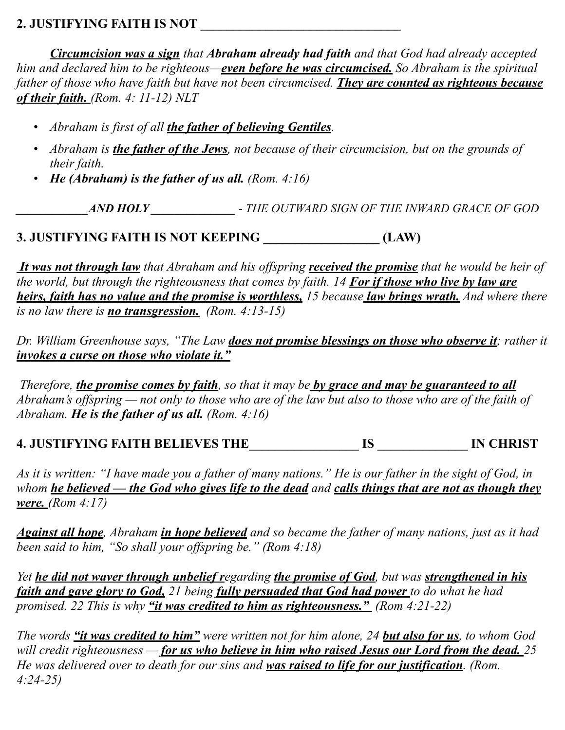## 2. JUSTIFYING FAITH IS NOT ______________________________

*__Circumcision was a sign__ that __Abraham already had faith__ and that God had already accepted him and declared him to be righteous—__even before he was circumcised.__ So Abraham is the spiritual father of those who have faith but have not been circumcised. __They are counted as righteous because of their faith.__ (Rom. 4: 11-12) NLT*

- *Abraham is first of all __the father of believing Gentiles__.*
- *Abraham is __the father of the Jews__, not because of their circumcision, but on the grounds of their faith.*
- ***He (Abraham) is the father of us all.** (Rom. 4:16)*

***___________AND HOLY_____________** - THE OUTWARD SIGN OF THE INWARD GRACE OF GOD*

## 3. JUSTIFYING FAITH IS NOT KEEPING _________________ (LAW)

*__It was not through law__ that Abraham and his offspring __received the promise__ that he would be heir of the world, but through the righteousness that comes by faith. 14 __For if those who live by law are heirs, faith has no value and the promise is worthless,__ 15 because __law brings wrath.__ And where there is no law there is __no transgression.__ (Rom. 4:13-15)*

*Dr. William Greenhouse says, "The Law __does not promise blessings on those who observe it__; rather it __invokes a curse on those who violate it."__*

*Therefore, __the promise comes by faith__, so that it may be __by grace and may be guaranteed to all__ Abraham's offspring — not only to those who are of the law but also to those who are of the faith of Abraham. **He is the father of us all.** (Rom. 4:16)*

## 4. JUSTIFYING FAITH BELIEVES THE________________ IS _____________ IN CHRIST

*As it is written: "I have made you a father of many nations." He is our father in the sight of God, in whom __he believed — the God who gives life to the dead__ and __calls things that are not as though they were.__ (Rom 4:17)*

*__Against all hope__, Abraham __in hope believed__ and so became the father of many nations, just as it had been said to him, "So shall your offspring be." (Rom 4:18)*

*Yet __he did not waver through unbelief r__egarding __the promise of God__, but was __strengthened in his faith and gave glory to God,__ 21 being __fully persuaded that God had power__ to do what he had promised. 22 This is why __"it was credited to him as righteousness."__ (Rom 4:21-22)*

*The words __"it was credited to him"__ were written not for him alone, 24 __but also for us__, to whom God will credit righteousness — __for us who believe in him who raised Jesus our Lord from the dead.__ 25 He was delivered over to death for our sins and __was raised to life for our justification__. (Rom. 4:24-25)*